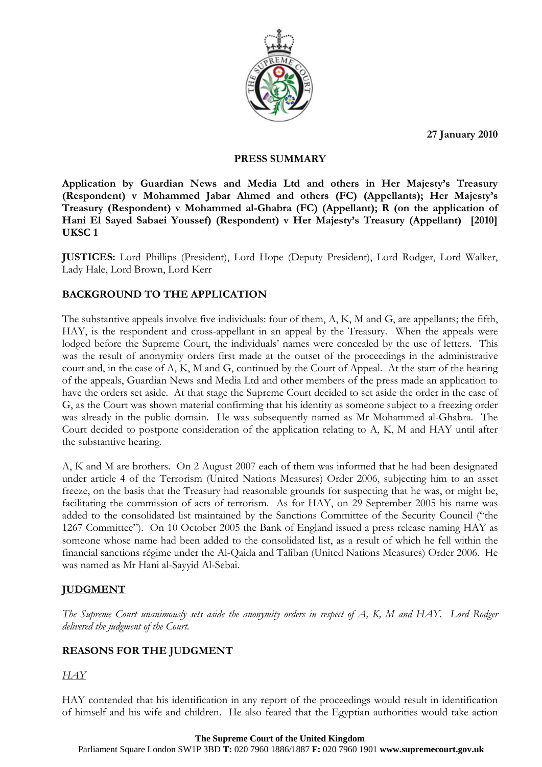27 January 2010

## PRESS SUMMARY

**Application by Guardian News and Media Ltd and others in Her Majesty's Treasury (Respondent) v Mohammed Jabar Ahmed and others (FC) (Appellants); Her Majesty's Treasury (Respondent) v Mohammed al-Ghabra (FC) (Appellant); R (on the application of Hani El Sayed Sabaei Youssef) (Respondent) v Her Majesty's Treasury (Appellant) [2010] UKSC 1**

**JUSTICES:** Lord Phillips (President), Lord Hope (Deputy President), Lord Rodger, Lord Walker, Lady Hale, Lord Brown, Lord Kerr

## BACKGROUND TO THE APPLICATION

The substantive appeals involve five individuals: four of them, A, K, M and G, are appellants; the fifth, HAY, is the respondent and cross-appellant in an appeal by the Treasury. When the appeals were lodged before the Supreme Court, the individuals' names were concealed by the use of letters. This was the result of anonymity orders first made at the outset of the proceedings in the administrative court and, in the case of A, K, M and G, continued by the Court of Appeal. At the start of the hearing of the appeals, Guardian News and Media Ltd and other members of the press made an application to have the orders set aside. At that stage the Supreme Court decided to set aside the order in the case of G, as the Court was shown material confirming that his identity as someone subject to a freezing order was already in the public domain. He was subsequently named as Mr Mohammed al-Ghabra. The Court decided to postpone consideration of the application relating to A, K, M and HAY until after the substantive hearing.

A, K and M are brothers. On 2 August 2007 each of them was informed that he had been designated under article 4 of the Terrorism (United Nations Measures) Order 2006, subjecting him to an asset freeze, on the basis that the Treasury had reasonable grounds for suspecting that he was, or might be, facilitating the commission of acts of terrorism. As for HAY, on 29 September 2005 his name was added to the consolidated list maintained by the Sanctions Committee of the Security Council ("the 1267 Committee"). On 10 October 2005 the Bank of England issued a press release naming HAY as someone whose name had been added to the consolidated list, as a result of which he fell within the financial sanctions régime under the Al-Qaida and Taliban (United Nations Measures) Order 2006. He was named as Mr Hani al-Sayyid Al-Sebai.

## JUDGMENT

*The Supreme Court unanimously sets aside the anonymity orders in respect of A, K, M and HAY. Lord Rodger delivered the judgment of the Court.*

## REASONS FOR THE JUDGMENT

### *HAY*

HAY contended that his identification in any report of the proceedings would result in identification of himself and his wife and children. He also feared that the Egyptian authorities would take action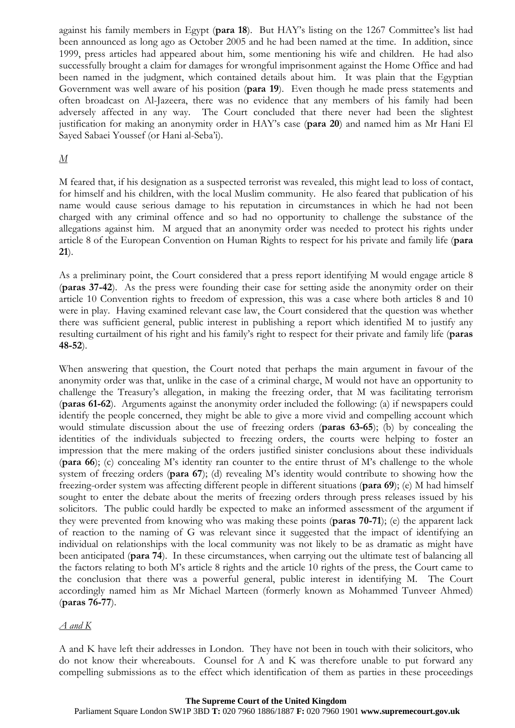against his family members in Egypt (**para 18**). But HAY's listing on the 1267 Committee's list had been announced as long ago as October 2005 and he had been named at the time. In addition, since 1999, press articles had appeared about him, some mentioning his wife and children. He had also successfully brought a claim for damages for wrongful imprisonment against the Home Office and had been named in the judgment, which contained details about him. It was plain that the Egyptian Government was well aware of his position (**para 19**). Even though he made press statements and often broadcast on Al-Jazeera, there was no evidence that any members of his family had been adversely affected in any way. The Court concluded that there never had been the slightest justification for making an anonymity order in HAY's case (**para 20**) and named him as Mr Hani El Sayed Sabaei Youssef (or Hani al-Seba'i).

*M*

M feared that, if his designation as a suspected terrorist was revealed, this might lead to loss of contact, for himself and his children, with the local Muslim community. He also feared that publication of his name would cause serious damage to his reputation in circumstances in which he had not been charged with any criminal offence and so had no opportunity to challenge the substance of the allegations against him. M argued that an anonymity order was needed to protect his rights under article 8 of the European Convention on Human Rights to respect for his private and family life (**para 21**).

As a preliminary point, the Court considered that a press report identifying M would engage article 8 (**paras 37-42**). As the press were founding their case for setting aside the anonymity order on their article 10 Convention rights to freedom of expression, this was a case where both articles 8 and 10 were in play. Having examined relevant case law, the Court considered that the question was whether there was sufficient general, public interest in publishing a report which identified M to justify any resulting curtailment of his right and his family's right to respect for their private and family life (**paras 48-52**).

When answering that question, the Court noted that perhaps the main argument in favour of the anonymity order was that, unlike in the case of a criminal charge, M would not have an opportunity to challenge the Treasury's allegation, in making the freezing order, that M was facilitating terrorism (**paras 61-62**). Arguments against the anonymity order included the following: (a) if newspapers could identify the people concerned, they might be able to give a more vivid and compelling account which would stimulate discussion about the use of freezing orders (**paras 63-65**); (b) by concealing the identities of the individuals subjected to freezing orders, the courts were helping to foster an impression that the mere making of the orders justified sinister conclusions about these individuals (**para 66**); (c) concealing M's identity ran counter to the entire thrust of M's challenge to the whole system of freezing orders (**para 67**); (d) revealing M's identity would contribute to showing how the freezing-order system was affecting different people in different situations (**para 69**); (e) M had himself sought to enter the debate about the merits of freezing orders through press releases issued by his solicitors. The public could hardly be expected to make an informed assessment of the argument if they were prevented from knowing who was making these points (**paras 70-71**); (e) the apparent lack of reaction to the naming of G was relevant since it suggested that the impact of identifying an individual on relationships with the local community was not likely to be as dramatic as might have been anticipated (**para 74**). In these circumstances, when carrying out the ultimate test of balancing all the factors relating to both M's article 8 rights and the article 10 rights of the press, the Court came to the conclusion that there was a powerful general, public interest in identifying M. The Court accordingly named him as Mr Michael Marteen (formerly known as Mohammed Tunveer Ahmed) (**paras 76-77**).

*A and K*

A and K have left their addresses in London. They have not been in touch with their solicitors, who do not know their whereabouts. Counsel for A and K was therefore unable to put forward any compelling submissions as to the effect which identification of them as parties in these proceedings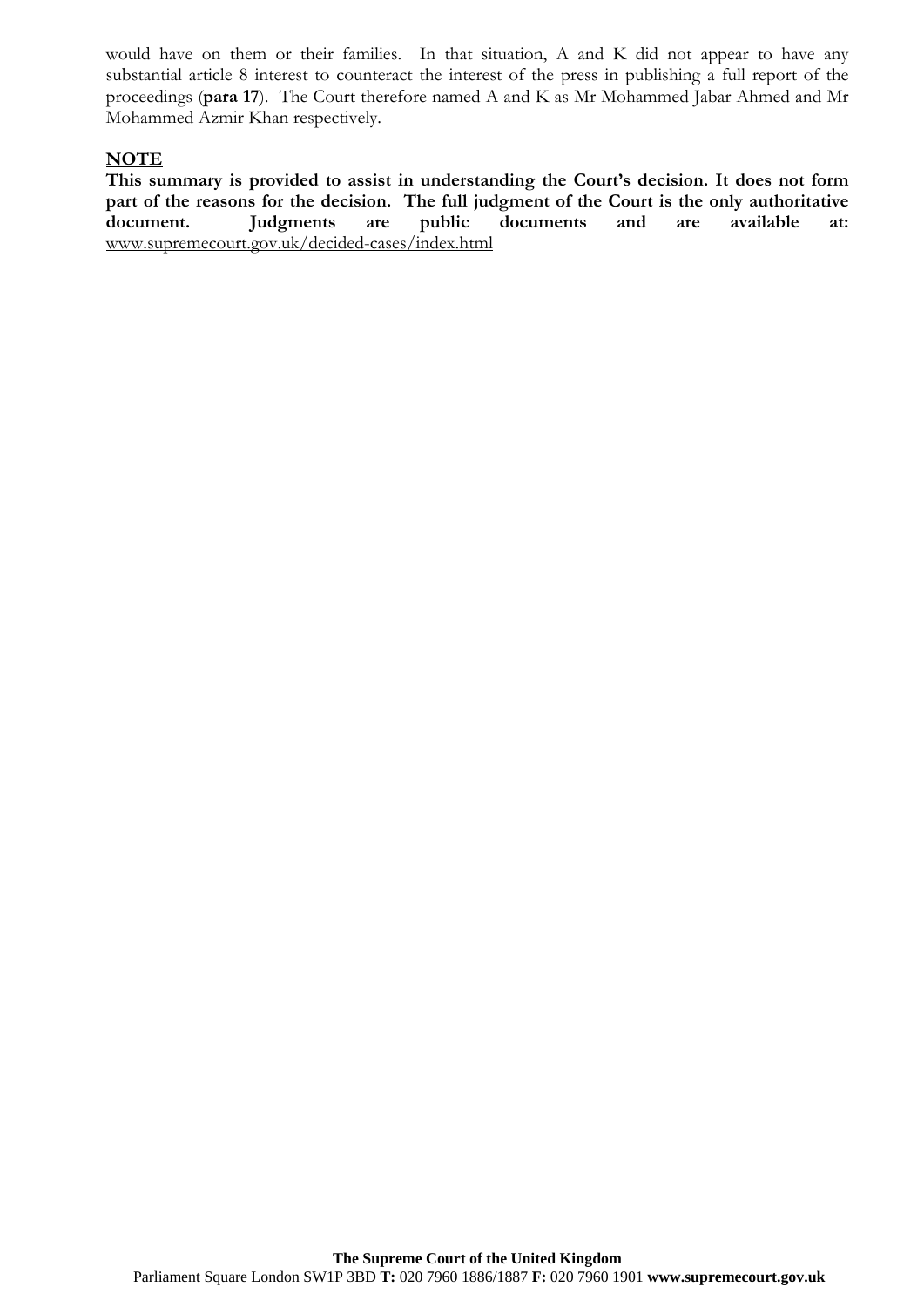would have on them or their families. In that situation, A and K did not appear to have any substantial article 8 interest to counteract the interest of the press in publishing a full report of the proceedings (**para 17**). The Court therefore named A and K as Mr Mohammed Jabar Ahmed and Mr Mohammed Azmir Khan respectively.

## NOTE

**This summary is provided to assist in understanding the Court's decision. It does not form part of the reasons for the decision. The full judgment of the Court is the only authoritative document. Judgments are public documents and are available at:** www.supremecourt.gov.uk/decided-cases/index.html

**The Supreme Court of the United Kingdom**
Parliament Square London SW1P 3BD **T:** 020 7960 1886/1887 **F:** 020 7960 1901 **www.supremecourt.gov.uk**